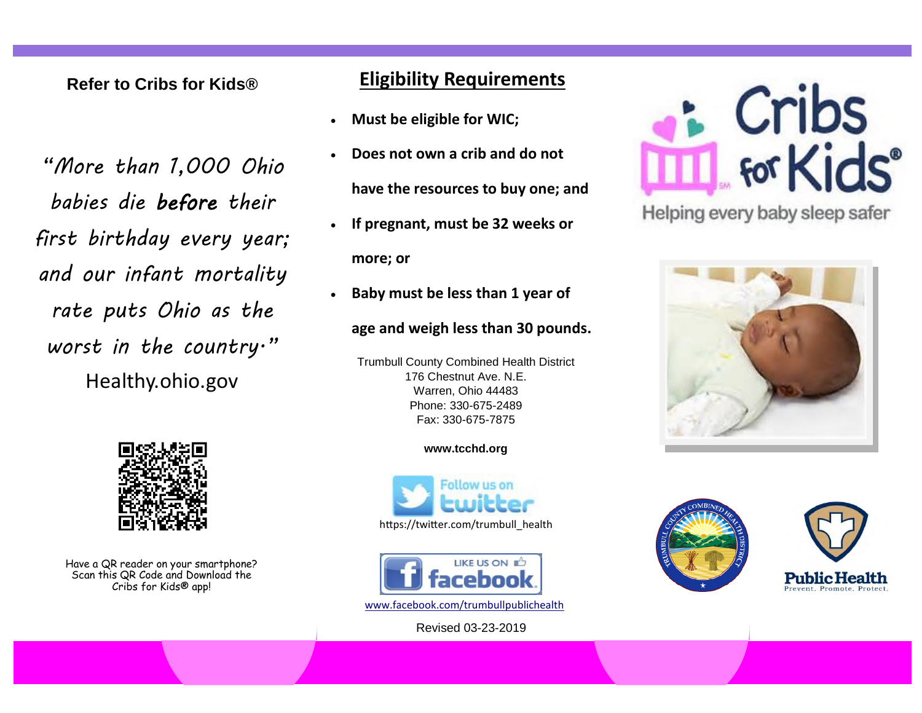## Refer to Cribs for Kids®

*"More than 1,000 Ohio babies die **before** their first birthday every year; and our infant mortality rate puts Ohio as the worst in the country."*

Healthy.ohio.gov

Have a QR reader on your smartphone? Scan this QR Code and Download the Cribs for Kids® app!

## Eligibility Requirements

- **Must be eligible for WIC;**
- **Does not own a crib and do not have the resources to buy one; and**
- **If pregnant, must be 32 weeks or more; or**
- **Baby must be less than 1 year of age and weigh less than 30 pounds.**

Trumbull County Combined Health District
176 Chestnut Ave. N.E.
Warren, Ohio 44483
Phone: 330-675-2489
Fax: 330-675-7875

**www.tcchd.org**

Follow us on twitter
https://twitter.com/trumbull_health

LIKE US ON facebook
www.facebook.com/trumbullpublichealth

Revised 03-23-2019

Cribs for Kids®
Helping every baby sleep safer

Public Health
Prevent. Promote. Protect.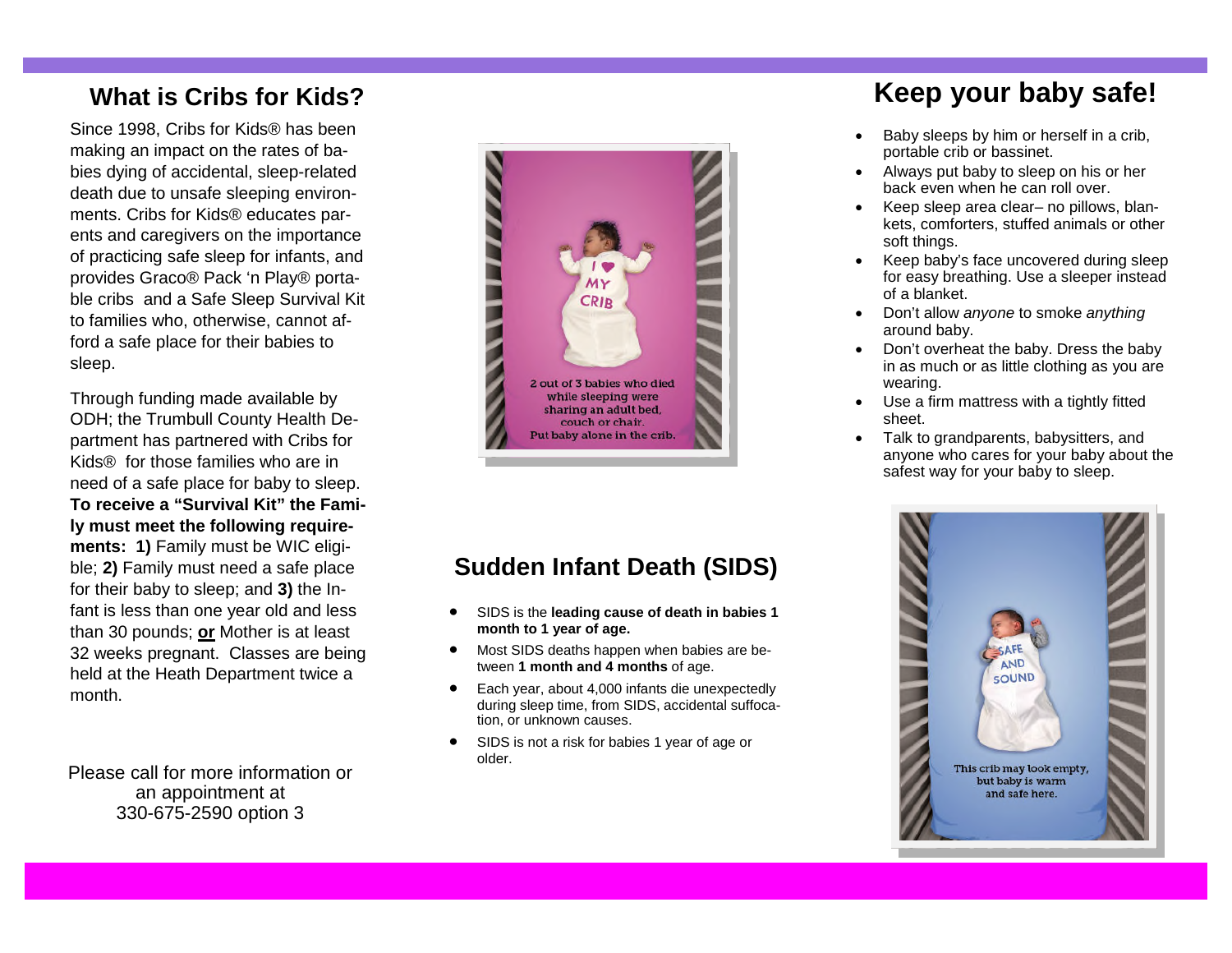## What is Cribs for Kids?

Since 1998, Cribs for Kids® has been making an impact on the rates of babies dying of accidental, sleep-related death due to unsafe sleeping environments. Cribs for Kids® educates parents and caregivers on the importance of practicing safe sleep for infants, and provides Graco® Pack 'n Play® portable cribs and a Safe Sleep Survival Kit to families who, otherwise, cannot afford a safe place for their babies to sleep.

Through funding made available by ODH; the Trumbull County Health Department has partnered with Cribs for Kids® for those families who are in need of a safe place for baby to sleep. **To receive a "Survival Kit" the Family must meet the following requirements: 1)** Family must be WIC eligible; **2)** Family must need a safe place for their baby to sleep; and **3)** the Infant is less than one year old and less than 30 pounds; **or** Mother is at least 32 weeks pregnant. Classes are being held at the Heath Department twice a month.

Please call for more information or an appointment at
330-675-2590 option 3

I ♥ MY CRIB

2 out of 3 babies who died while sleeping were sharing an adult bed, couch or chair. Put baby alone in the crib.

## Sudden Infant Death (SIDS)

- SIDS is the **leading cause of death in babies 1 month to 1 year of age.**
- Most SIDS deaths happen when babies are between **1 month and 4 months** of age.
- Each year, about 4,000 infants die unexpectedly during sleep time, from SIDS, accidental suffocation, or unknown causes.
- SIDS is not a risk for babies 1 year of age or older.

## Keep your baby safe!

- Baby sleeps by him or herself in a crib, portable crib or bassinet.
- Always put baby to sleep on his or her back even when he can roll over.
- Keep sleep area clear– no pillows, blankets, comforters, stuffed animals or other soft things.
- Keep baby's face uncovered during sleep for easy breathing. Use a sleeper instead of a blanket.
- Don't allow *anyone* to smoke *anything* around baby.
- Don't overheat the baby. Dress the baby in as much or as little clothing as you are wearing.
- Use a firm mattress with a tightly fitted sheet.
- Talk to grandparents, babysitters, and anyone who cares for your baby about the safest way for your baby to sleep.

SAFE AND SOUND

This crib may look empty, but baby is warm and safe here.